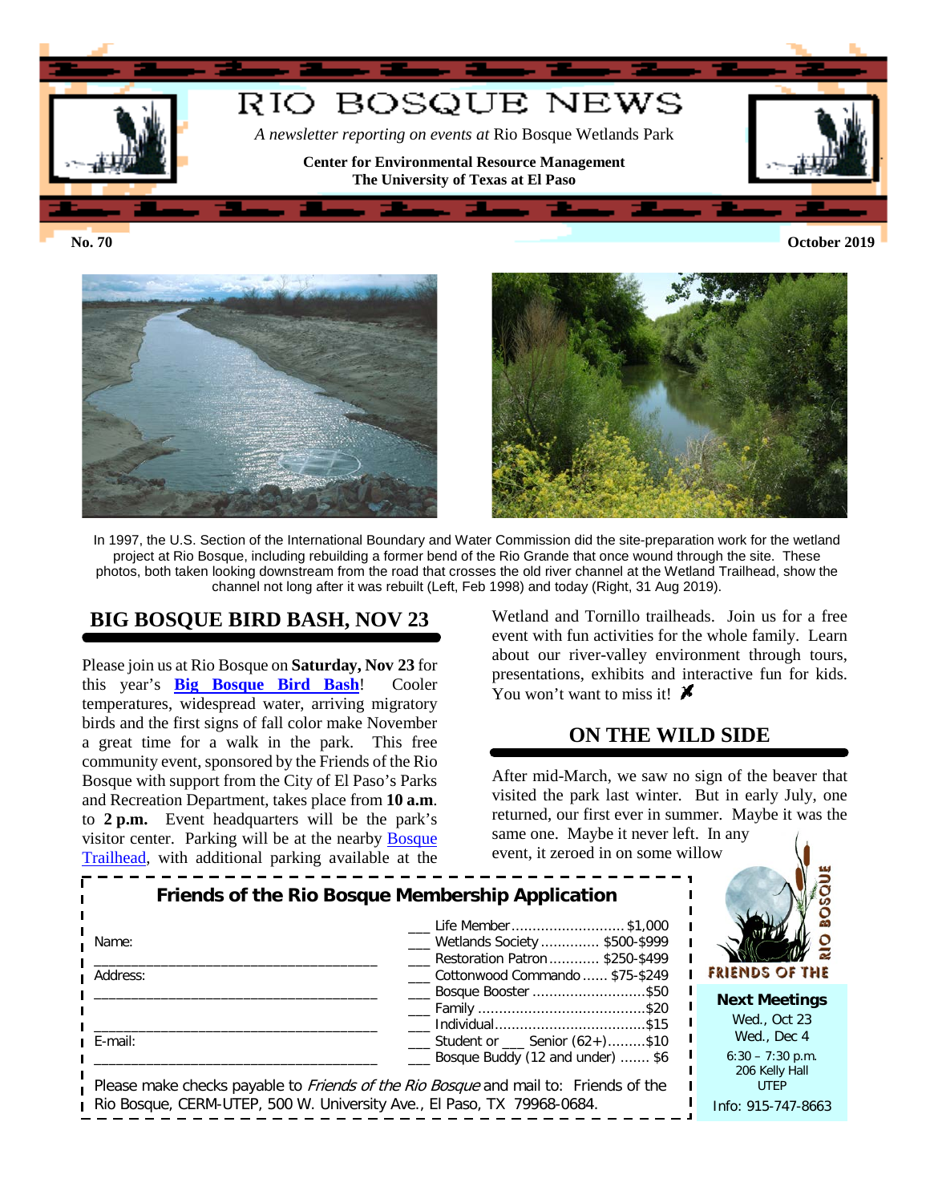# RIO BOSQUE NEWS

*A newsletter reporting on events at* Rio Bosque Wetlands Park

**Center for Environmental Resource Management**
**The University of Texas at El Paso**

**No. 70** **October 2019**

In 1997, the U.S. Section of the International Boundary and Water Commission did the site-preparation work for the wetland project at Rio Bosque, including rebuilding a former bend of the Rio Grande that once wound through the site. These photos, both taken looking downstream from the road that crosses the old river channel at the Wetland Trailhead, show the channel not long after it was rebuilt (Left, Feb 1998) and today (Right, 31 Aug 2019).

## BIG BOSQUE BIRD BASH, NOV 23

Please join us at Rio Bosque on **Saturday, Nov 23** for this year's **Big Bosque Bird Bash**! Cooler temperatures, widespread water, arriving migratory birds and the first signs of fall color make November a great time for a walk in the park. This free community event, sponsored by the Friends of the Rio Bosque with support from the City of El Paso's Parks and Recreation Department, takes place from **10 a.m.** to **2 p.m.** Event headquarters will be the park's visitor center. Parking will be at the nearby Bosque Trailhead, with additional parking available at the Wetland and Tornillo trailheads. Join us for a free event with fun activities for the whole family. Learn about our river-valley environment through tours, presentations, exhibits and interactive fun for kids. You won't want to miss it!

## ON THE WILD SIDE

After mid-March, we saw no sign of the beaver that visited the park last winter. But in early July, one returned, our first ever in summer. Maybe it was the same one. Maybe it never left. In any event, it zeroed in on some willow

### Friends of the Rio Bosque Membership Application

Name: ____________________________________

Address: ____________________________________

____________________________________

E-mail: ____________________________________

- ___ Life Member .......................... $1,000
- ___ Wetlands Society ............. $500-$999
- ___ Restoration Patron ............ $250-$499
- ___ Cottonwood Commando ...... $75-$249
- ___ Bosque Booster ............................$50
- ___ Family ........................................$20
- ___ Individual.....................................$15
- ___ Student or ___ Senior (62+).........$10
- ___ Bosque Buddy (12 and under) ....... $6

Please make checks payable to *Friends of the Rio Bosque* and mail to: Friends of the Rio Bosque, CERM-UTEP, 500 W. University Ave., El Paso, TX 79968-0684.

FRIENDS OF THE RIO BOSQUE

**Next Meetings**
Wed., Oct 23
Wed., Dec 4
6:30 – 7:30 p.m.
206 Kelly Hall
UTEP
Info: 915-747-8663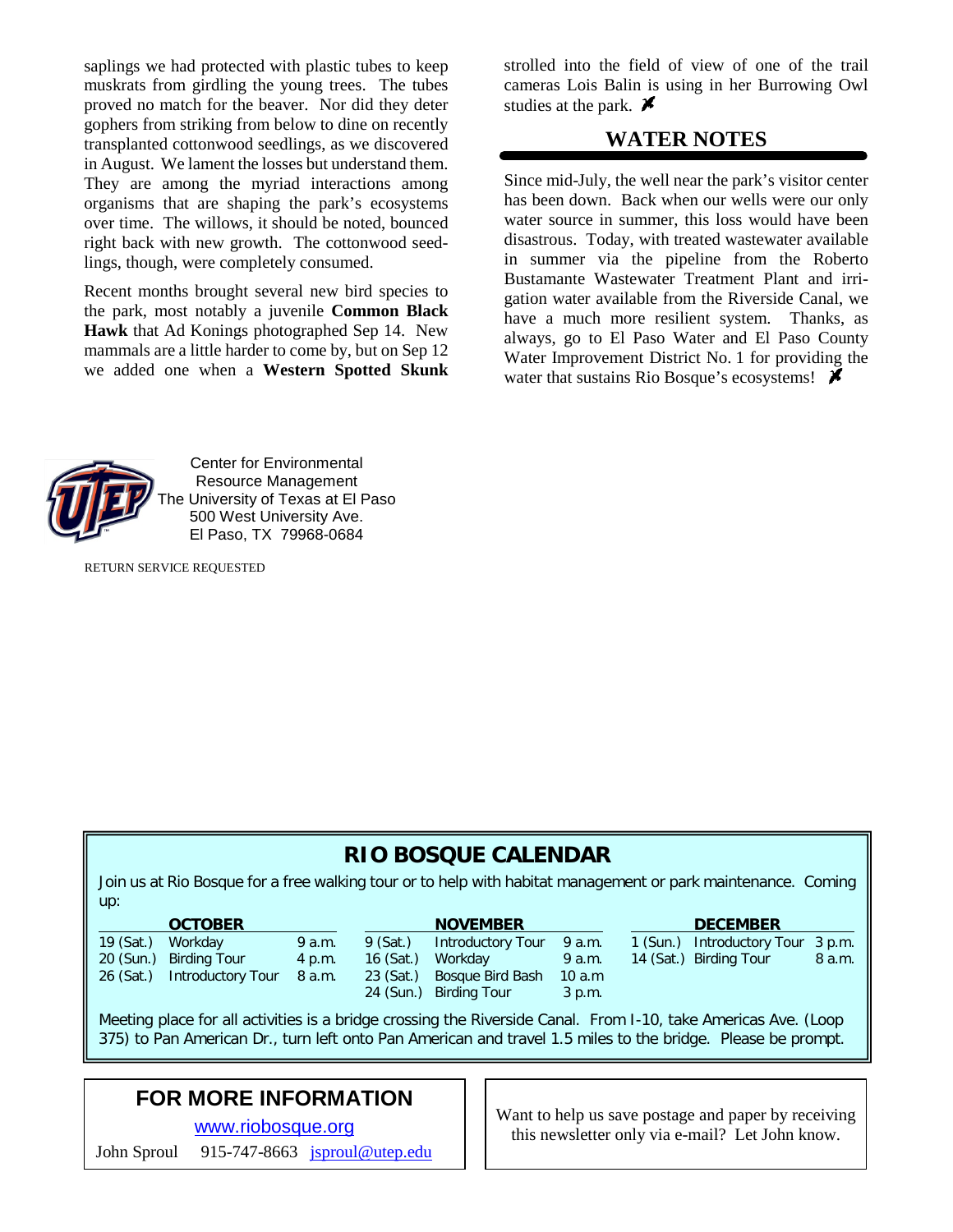saplings we had protected with plastic tubes to keep muskrats from girdling the young trees. The tubes proved no match for the beaver. Nor did they deter gophers from striking from below to dine on recently transplanted cottonwood seedlings, as we discovered in August. We lament the losses but understand them. They are among the myriad interactions among organisms that are shaping the park's ecosystems over time. The willows, it should be noted, bounced right back with new growth. The cottonwood seedlings, though, were completely consumed.

Recent months brought several new bird species to the park, most notably a juvenile **Common Black Hawk** that Ad Konings photographed Sep 14. New mammals are a little harder to come by, but on Sep 12 we added one when a **Western Spotted Skunk** strolled into the field of view of one of the trail cameras Lois Balin is using in her Burrowing Owl studies at the park.

## WATER NOTES

Since mid-July, the well near the park's visitor center has been down. Back when our wells were our only water source in summer, this loss would have been disastrous. Today, with treated wastewater available in summer via the pipeline from the Roberto Bustamante Wastewater Treatment Plant and irrigation water available from the Riverside Canal, we have a much more resilient system. Thanks, as always, go to El Paso Water and El Paso County Water Improvement District No. 1 for providing the water that sustains Rio Bosque's ecosystems!

Center for Environmental Resource Management
The University of Texas at El Paso
500 West University Ave.
El Paso, TX 79968-0684

RETURN SERVICE REQUESTED

## RIO BOSQUE CALENDAR

Join us at Rio Bosque for a free walking tour or to help with habitat management or park maintenance. Coming up:

**OCTOBER**

| | | |
|---|---|---|
| 19 (Sat.) | Workday | 9 a.m. |
| 20 (Sun.) | Birding Tour | 4 p.m. |
| 26 (Sat.) | Introductory Tour | 8 a.m. |

**NOVEMBER**

| | | |
|---|---|---|
| 9 (Sat.) | Introductory Tour | 9 a.m. |
| 16 (Sat.) | Workday | 9 a.m. |
| 23 (Sat.) | Bosque Bird Bash | 10 a.m |
| 24 (Sun.) | Birding Tour | 3 p.m. |

**DECEMBER**

| | | |
|---|---|---|
| 1 (Sun.) | Introductory Tour | 3 p.m. |
| 14 (Sat.) | Birding Tour | 8 a.m. |

Meeting place for all activities is a bridge crossing the Riverside Canal. From I-10, take Americas Ave. (Loop 375) to Pan American Dr., turn left onto Pan American and travel 1.5 miles to the bridge. Please be prompt.

## FOR MORE INFORMATION

www.riobosque.org

John Sproul 915-747-8663 jsproul@utep.edu

Want to help us save postage and paper by receiving this newsletter only via e-mail? Let John know.